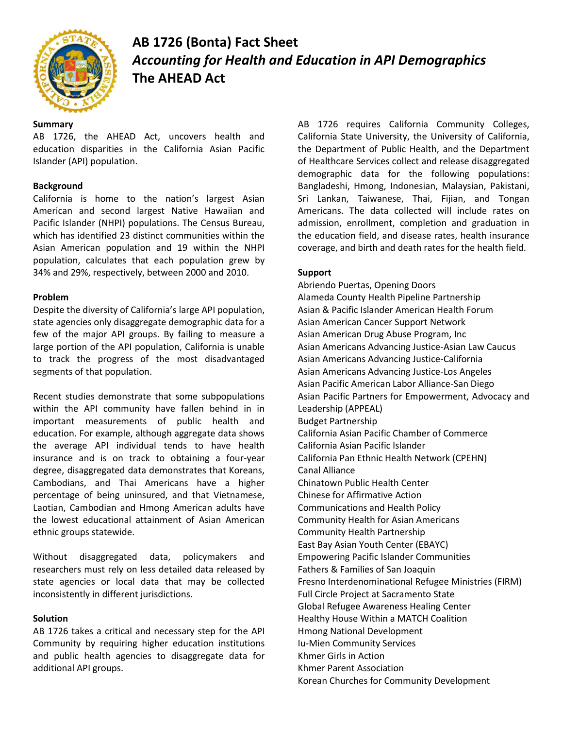# AB 1726 (Bonta) Fact Sheet

## *Accounting for Health and Education in API Demographics*

## The AHEAD Act

**Summary**

AB 1726, the AHEAD Act, uncovers health and education disparities in the California Asian Pacific Islander (API) population.

**Background**

California is home to the nation's largest Asian American and second largest Native Hawaiian and Pacific Islander (NHPI) populations. The Census Bureau, which has identified 23 distinct communities within the Asian American population and 19 within the NHPI population, calculates that each population grew by 34% and 29%, respectively, between 2000 and 2010.

**Problem**

Despite the diversity of California's large API population, state agencies only disaggregate demographic data for a few of the major API groups. By failing to measure a large portion of the API population, California is unable to track the progress of the most disadvantaged segments of that population.

Recent studies demonstrate that some subpopulations within the API community have fallen behind in in important measurements of public health and education. For example, although aggregate data shows the average API individual tends to have health insurance and is on track to obtaining a four-year degree, disaggregated data demonstrates that Koreans, Cambodians, and Thai Americans have a higher percentage of being uninsured, and that Vietnamese, Laotian, Cambodian and Hmong American adults have the lowest educational attainment of Asian American ethnic groups statewide.

Without disaggregated data, policymakers and researchers must rely on less detailed data released by state agencies or local data that may be collected inconsistently in different jurisdictions.

**Solution**

AB 1726 takes a critical and necessary step for the API Community by requiring higher education institutions and public health agencies to disaggregate data for additional API groups.

AB 1726 requires California Community Colleges, California State University, the University of California, the Department of Public Health, and the Department of Healthcare Services collect and release disaggregated demographic data for the following populations: Bangladeshi, Hmong, Indonesian, Malaysian, Pakistani, Sri Lankan, Taiwanese, Thai, Fijian, and Tongan Americans. The data collected will include rates on admission, enrollment, completion and graduation in the education field, and disease rates, health insurance coverage, and birth and death rates for the health field.

**Support**

Abriendo Puertas, Opening Doors
Alameda County Health Pipeline Partnership
Asian & Pacific Islander American Health Forum
Asian American Cancer Support Network
Asian American Drug Abuse Program, Inc
Asian Americans Advancing Justice-Asian Law Caucus
Asian Americans Advancing Justice-California
Asian Americans Advancing Justice-Los Angeles
Asian Pacific American Labor Alliance-San Diego
Asian Pacific Partners for Empowerment, Advocacy and Leadership (APPEAL)
Budget Partnership
California Asian Pacific Chamber of Commerce
California Asian Pacific Islander
California Pan Ethnic Health Network (CPEHN)
Canal Alliance
Chinatown Public Health Center
Chinese for Affirmative Action
Communications and Health Policy
Community Health for Asian Americans
Community Health Partnership
East Bay Asian Youth Center (EBAYC)
Empowering Pacific Islander Communities
Fathers & Families of San Joaquin
Fresno Interdenominational Refugee Ministries (FIRM)
Full Circle Project at Sacramento State
Global Refugee Awareness Healing Center
Healthy House Within a MATCH Coalition
Hmong National Development
Iu-Mien Community Services
Khmer Girls in Action
Khmer Parent Association
Korean Churches for Community Development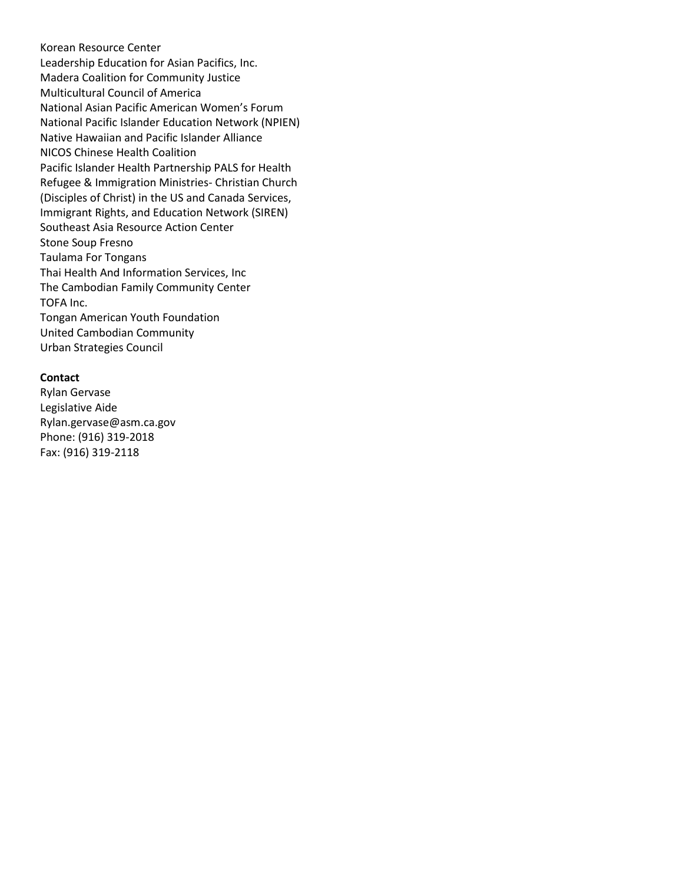Korean Resource Center
Leadership Education for Asian Pacifics, Inc.
Madera Coalition for Community Justice
Multicultural Council of America
National Asian Pacific American Women's Forum
National Pacific Islander Education Network (NPIEN)
Native Hawaiian and Pacific Islander Alliance
NICOS Chinese Health Coalition
Pacific Islander Health Partnership PALS for Health
Refugee & Immigration Ministries- Christian Church (Disciples of Christ) in the US and Canada Services, Immigrant Rights, and Education Network (SIREN)
Southeast Asia Resource Action Center
Stone Soup Fresno
Taulama For Tongans
Thai Health And Information Services, Inc
The Cambodian Family Community Center
TOFA Inc.
Tongan American Youth Foundation
United Cambodian Community
Urban Strategies Council

**Contact**

Rylan Gervase
Legislative Aide
Rylan.gervase@asm.ca.gov
Phone: (916) 319-2018
Fax: (916) 319-2118